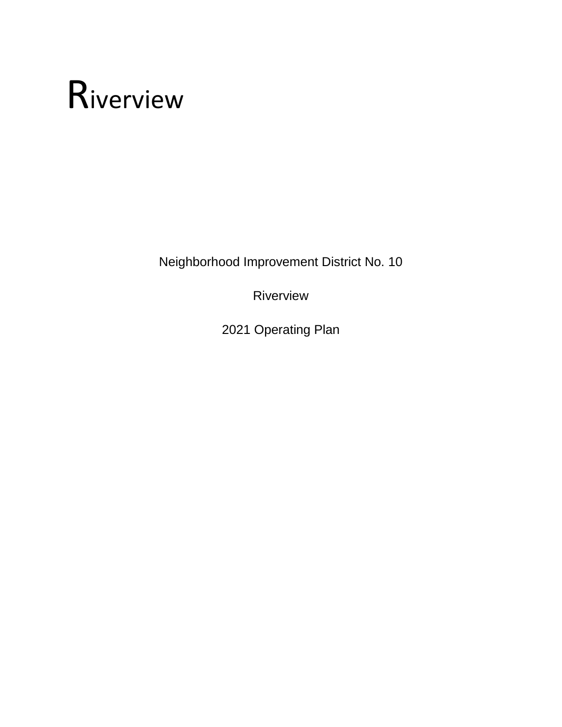# Riverview

Neighborhood Improvement District No. 10

Riverview

2021 Operating Plan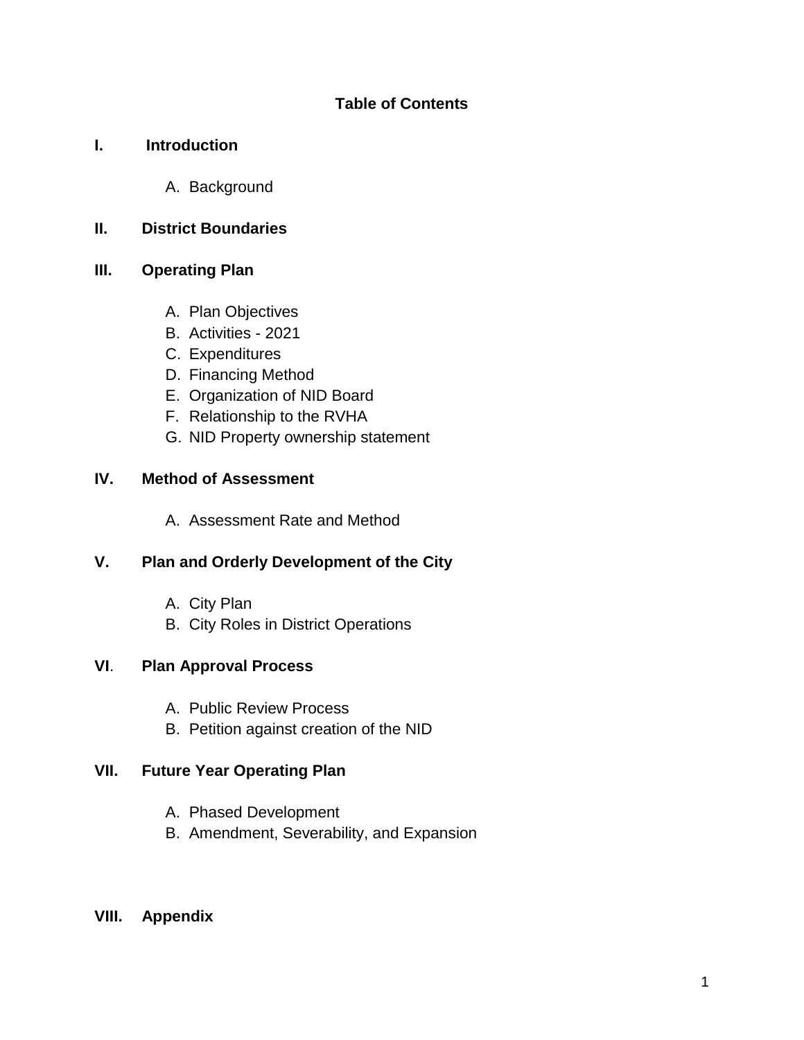## Table of Contents

**I. Introduction**

A. Background

**II. District Boundaries**

**III. Operating Plan**

A. Plan Objectives
B. Activities - 2021
C. Expenditures
D. Financing Method
E. Organization of NID Board
F. Relationship to the RVHA
G. NID Property ownership statement

**IV. Method of Assessment**

A. Assessment Rate and Method

**V. Plan and Orderly Development of the City**

A. City Plan
B. City Roles in District Operations

**VI. Plan Approval Process**

A. Public Review Process
B. Petition against creation of the NID

**VII. Future Year Operating Plan**

A. Phased Development
B. Amendment, Severability, and Expansion

**VIII. Appendix**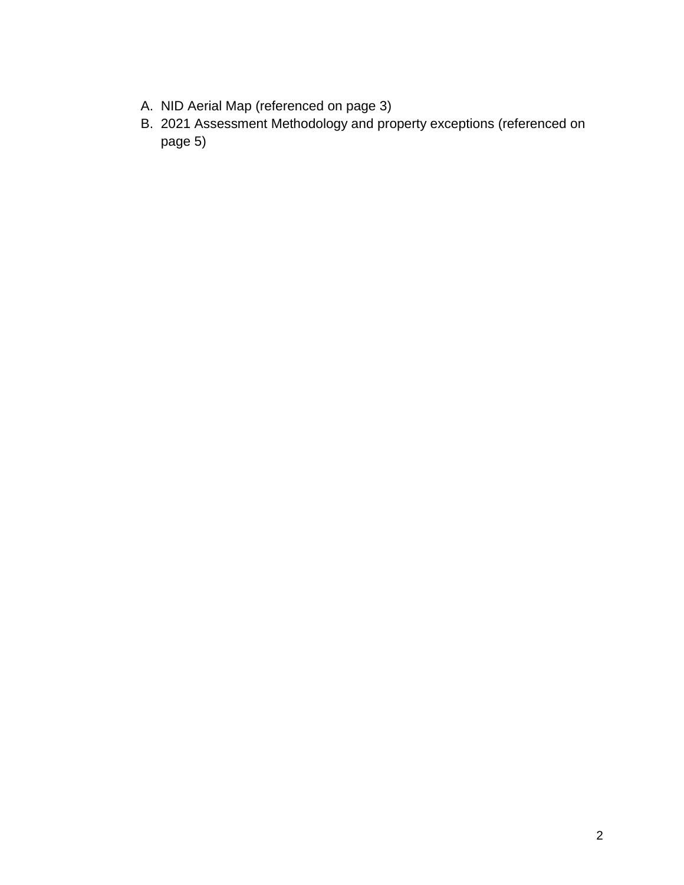A. NID Aerial Map (referenced on page 3)
B. 2021 Assessment Methodology and property exceptions (referenced on page 5)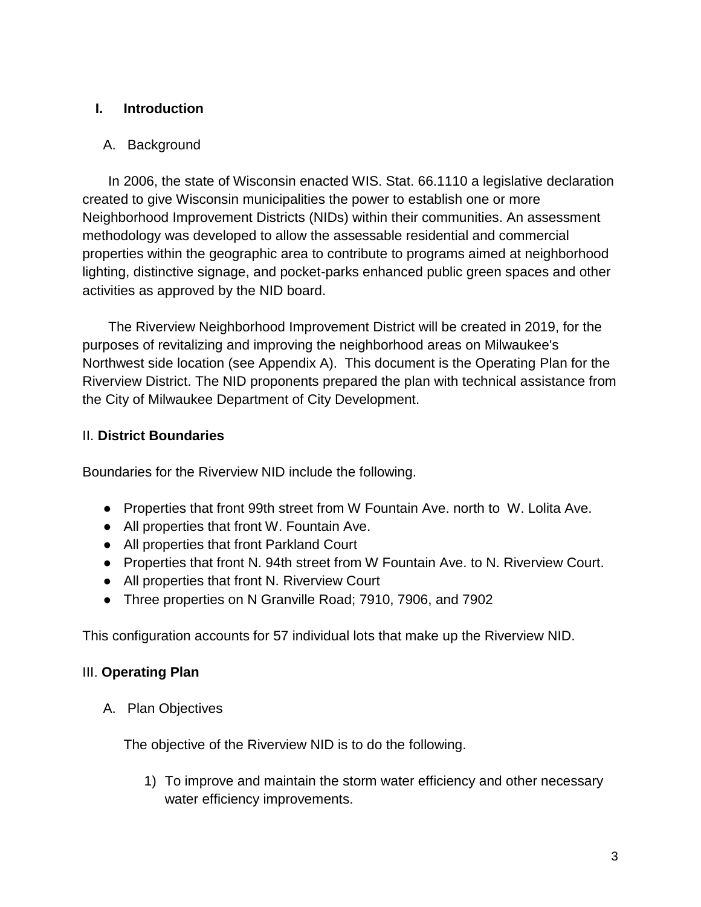## I. Introduction

### A. Background

In 2006, the state of Wisconsin enacted WIS. Stat. 66.1110 a legislative declaration created to give Wisconsin municipalities the power to establish one or more Neighborhood Improvement Districts (NIDs) within their communities. An assessment methodology was developed to allow the assessable residential and commercial properties within the geographic area to contribute to programs aimed at neighborhood lighting, distinctive signage, and pocket-parks enhanced public green spaces and other activities as approved by the NID board.

The Riverview Neighborhood Improvement District will be created in 2019, for the purposes of revitalizing and improving the neighborhood areas on Milwaukee's Northwest side location (see Appendix A). This document is the Operating Plan for the Riverview District. The NID proponents prepared the plan with technical assistance from the City of Milwaukee Department of City Development.

## II. **District Boundaries**

Boundaries for the Riverview NID include the following.

- Properties that front 99th street from W Fountain Ave. north to W. Lolita Ave.
- All properties that front W. Fountain Ave.
- All properties that front Parkland Court
- Properties that front N. 94th street from W Fountain Ave. to N. Riverview Court.
- All properties that front N. Riverview Court
- Three properties on N Granville Road; 7910, 7906, and 7902

This configuration accounts for 57 individual lots that make up the Riverview NID.

## III. **Operating Plan**

### A. Plan Objectives

The objective of the Riverview NID is to do the following.

1) To improve and maintain the storm water efficiency and other necessary water efficiency improvements.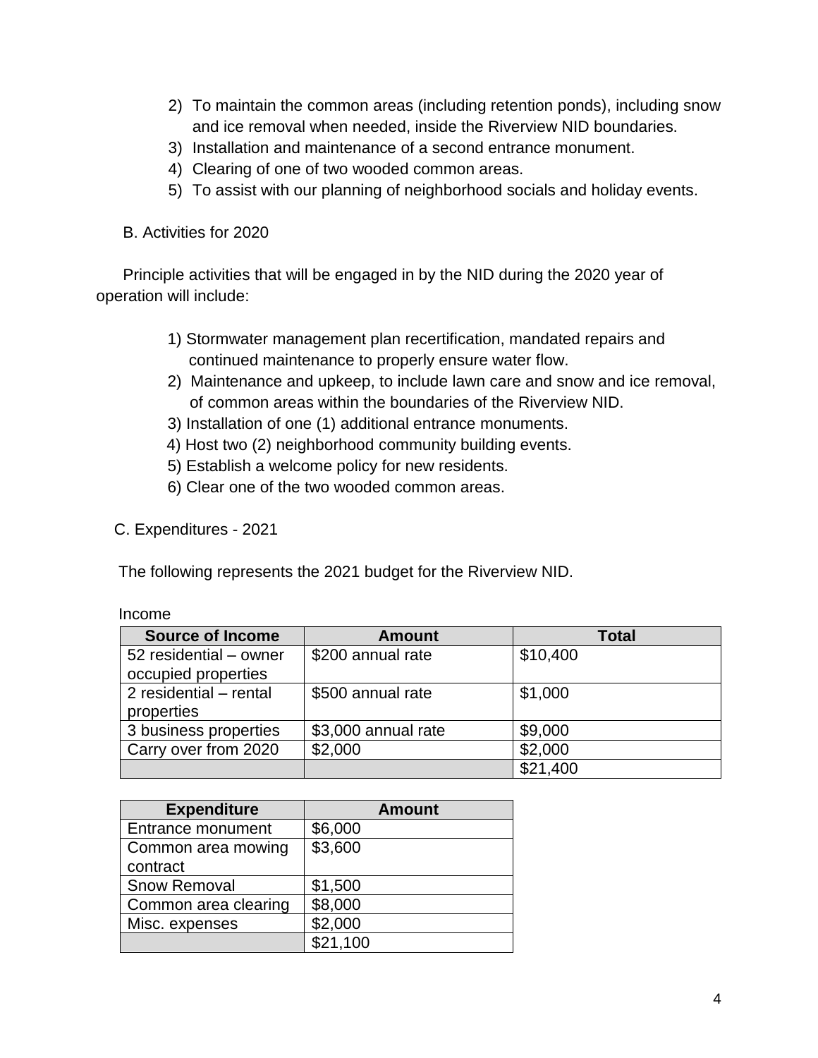2) To maintain the common areas (including retention ponds), including snow and ice removal when needed, inside the Riverview NID boundaries.
3) Installation and maintenance of a second entrance monument.
4) Clearing of one of two wooded common areas.
5) To assist with our planning of neighborhood socials and holiday events.

B. Activities for 2020

Principle activities that will be engaged in by the NID during the 2020 year of operation will include:

1) Stormwater management plan recertification, mandated repairs and continued maintenance to properly ensure water flow.
2) Maintenance and upkeep, to include lawn care and snow and ice removal, of common areas within the boundaries of the Riverview NID.
3) Installation of one (1) additional entrance monuments.
4) Host two (2) neighborhood community building events.
5) Establish a welcome policy for new residents.
6) Clear one of the two wooded common areas.

C. Expenditures - 2021

The following represents the 2021 budget for the Riverview NID.

Income

| Source of Income | Amount | Total |
|---|---|---|
| 52 residential – owner occupied properties | $200 annual rate | $10,400 |
| 2 residential – rental properties | $500 annual rate | $1,000 |
| 3 business properties | $3,000 annual rate | $9,000 |
| Carry over from 2020 | $2,000 | $2,000 |
| | | $21,400 |

| Expenditure | Amount |
|---|---|
| Entrance monument | $6,000 |
| Common area mowing contract | $3,600 |
| Snow Removal | $1,500 |
| Common area clearing | $8,000 |
| Misc. expenses | $2,000 |
| | $21,100 |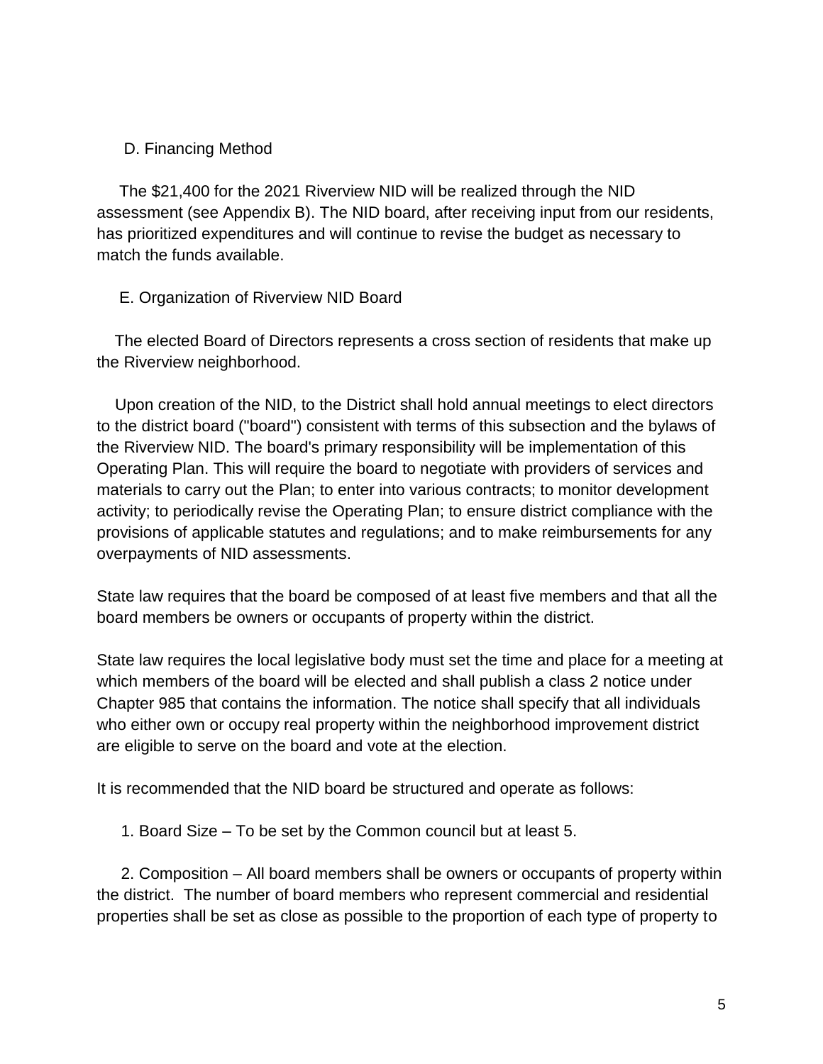### D. Financing Method

The $21,400 for the 2021 Riverview NID will be realized through the NID assessment (see Appendix B). The NID board, after receiving input from our residents, has prioritized expenditures and will continue to revise the budget as necessary to match the funds available.

### E. Organization of Riverview NID Board

The elected Board of Directors represents a cross section of residents that make up the Riverview neighborhood.

Upon creation of the NID, to the District shall hold annual meetings to elect directors to the district board ("board") consistent with terms of this subsection and the bylaws of the Riverview NID. The board's primary responsibility will be implementation of this Operating Plan. This will require the board to negotiate with providers of services and materials to carry out the Plan; to enter into various contracts; to monitor development activity; to periodically revise the Operating Plan; to ensure district compliance with the provisions of applicable statutes and regulations; and to make reimbursements for any overpayments of NID assessments.

State law requires that the board be composed of at least five members and that all the board members be owners or occupants of property within the district.

State law requires the local legislative body must set the time and place for a meeting at which members of the board will be elected and shall publish a class 2 notice under Chapter 985 that contains the information. The notice shall specify that all individuals who either own or occupy real property within the neighborhood improvement district are eligible to serve on the board and vote at the election.

It is recommended that the NID board be structured and operate as follows:

1. Board Size – To be set by the Common council but at least 5.

2. Composition – All board members shall be owners or occupants of property within the district. The number of board members who represent commercial and residential properties shall be set as close as possible to the proportion of each type of property to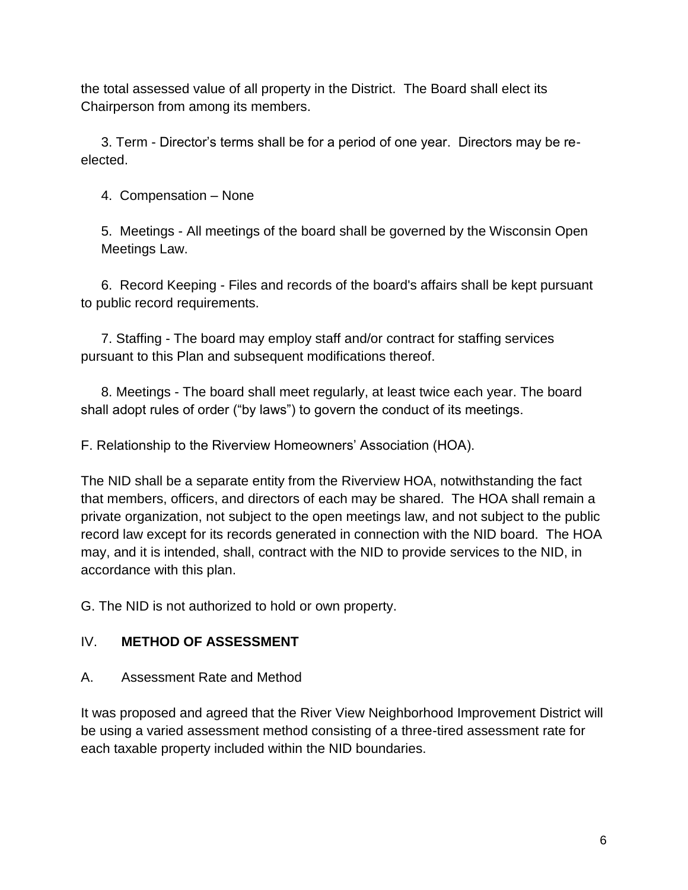the total assessed value of all property in the District. The Board shall elect its Chairperson from among its members.

3. Term - Director's terms shall be for a period of one year. Directors may be re-elected.

4. Compensation – None

5. Meetings - All meetings of the board shall be governed by the Wisconsin Open Meetings Law.

6. Record Keeping - Files and records of the board's affairs shall be kept pursuant to public record requirements.

7. Staffing - The board may employ staff and/or contract for staffing services pursuant to this Plan and subsequent modifications thereof.

8. Meetings - The board shall meet regularly, at least twice each year. The board shall adopt rules of order ("by laws") to govern the conduct of its meetings.

F. Relationship to the Riverview Homeowners' Association (HOA).

The NID shall be a separate entity from the Riverview HOA, notwithstanding the fact that members, officers, and directors of each may be shared. The HOA shall remain a private organization, not subject to the open meetings law, and not subject to the public record law except for its records generated in connection with the NID board. The HOA may, and it is intended, shall, contract with the NID to provide services to the NID, in accordance with this plan.

G. The NID is not authorized to hold or own property.

## IV. **METHOD OF ASSESSMENT**

A. Assessment Rate and Method

It was proposed and agreed that the River View Neighborhood Improvement District will be using a varied assessment method consisting of a three-tired assessment rate for each taxable property included within the NID boundaries.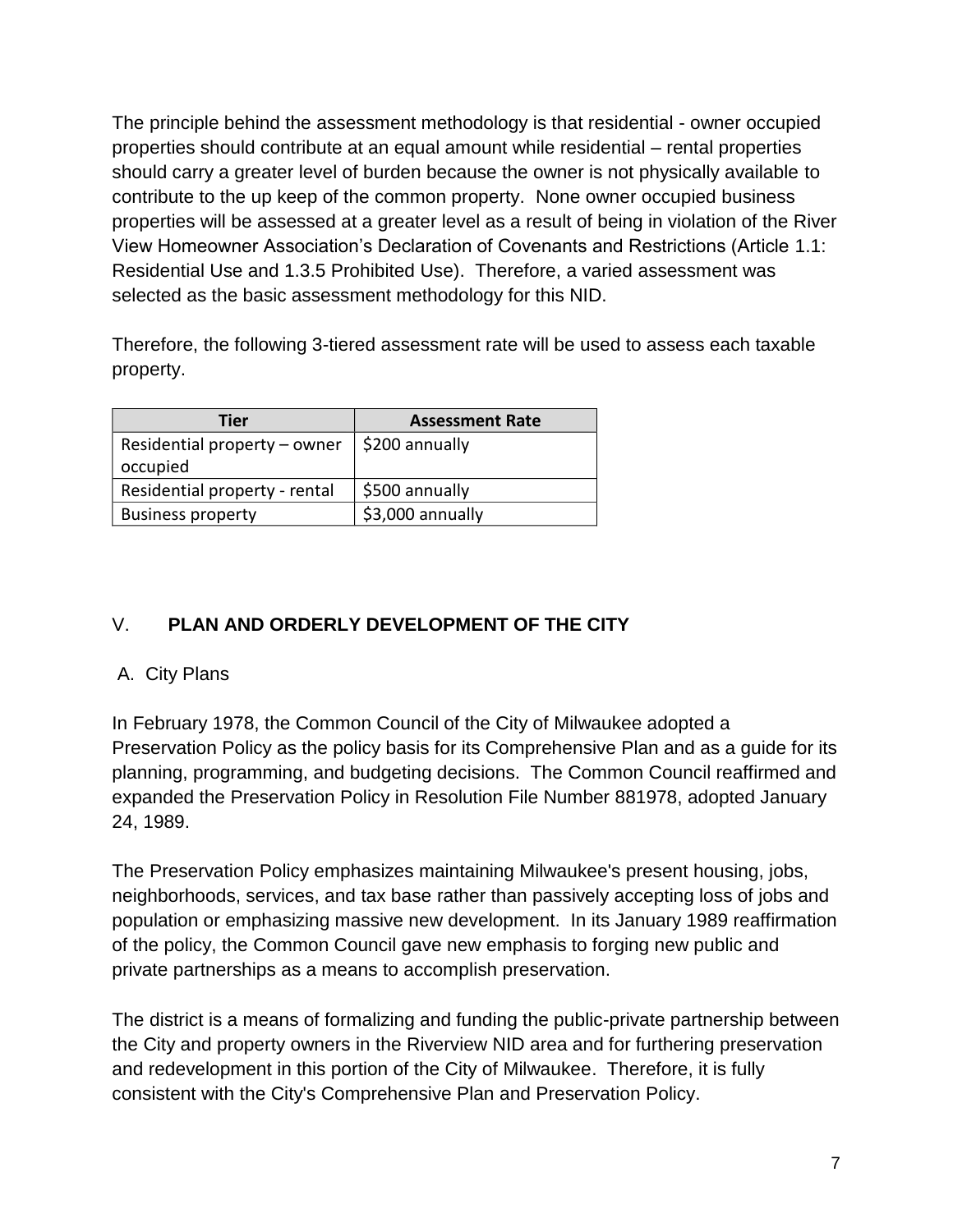The principle behind the assessment methodology is that residential - owner occupied properties should contribute at an equal amount while residential – rental properties should carry a greater level of burden because the owner is not physically available to contribute to the up keep of the common property. None owner occupied business properties will be assessed at a greater level as a result of being in violation of the River View Homeowner Association's Declaration of Covenants and Restrictions (Article 1.1: Residential Use and 1.3.5 Prohibited Use). Therefore, a varied assessment was selected as the basic assessment methodology for this NID.

Therefore, the following 3-tiered assessment rate will be used to assess each taxable property.

| Tier | Assessment Rate |
| --- | --- |
| Residential property – owner occupied | $200 annually |
| Residential property - rental | $500 annually |
| Business property | $3,000 annually |

## V. **PLAN AND ORDERLY DEVELOPMENT OF THE CITY**

### A. City Plans

In February 1978, the Common Council of the City of Milwaukee adopted a Preservation Policy as the policy basis for its Comprehensive Plan and as a guide for its planning, programming, and budgeting decisions. The Common Council reaffirmed and expanded the Preservation Policy in Resolution File Number 881978, adopted January 24, 1989.

The Preservation Policy emphasizes maintaining Milwaukee's present housing, jobs, neighborhoods, services, and tax base rather than passively accepting loss of jobs and population or emphasizing massive new development. In its January 1989 reaffirmation of the policy, the Common Council gave new emphasis to forging new public and private partnerships as a means to accomplish preservation.

The district is a means of formalizing and funding the public-private partnership between the City and property owners in the Riverview NID area and for furthering preservation and redevelopment in this portion of the City of Milwaukee. Therefore, it is fully consistent with the City's Comprehensive Plan and Preservation Policy.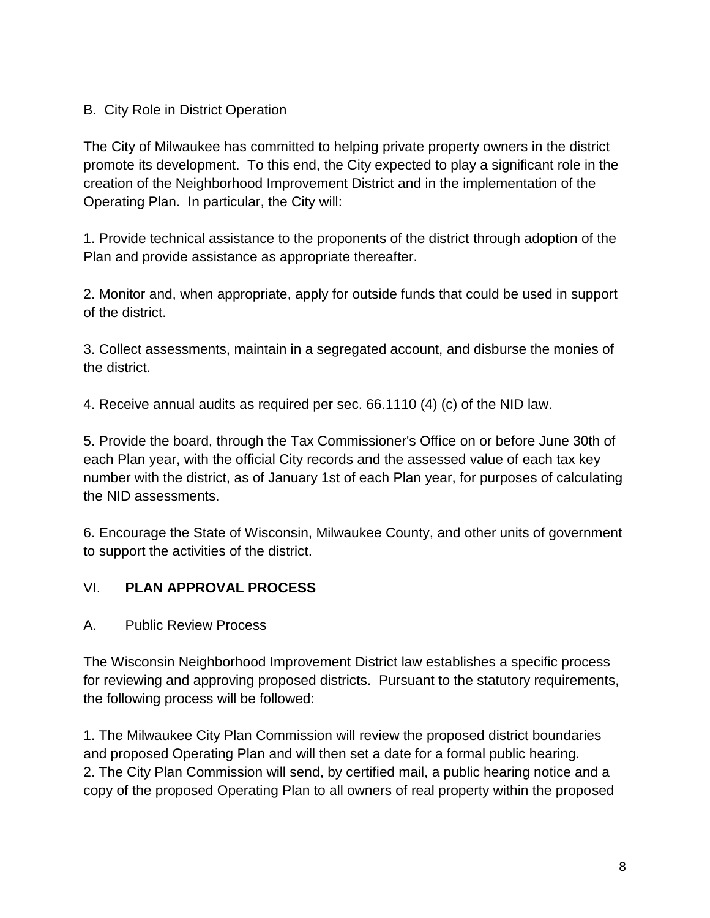B. City Role in District Operation

The City of Milwaukee has committed to helping private property owners in the district promote its development. To this end, the City expected to play a significant role in the creation of the Neighborhood Improvement District and in the implementation of the Operating Plan. In particular, the City will:

1. Provide technical assistance to the proponents of the district through adoption of the Plan and provide assistance as appropriate thereafter.

2. Monitor and, when appropriate, apply for outside funds that could be used in support of the district.

3. Collect assessments, maintain in a segregated account, and disburse the monies of the district.

4. Receive annual audits as required per sec. 66.1110 (4) (c) of the NID law.

5. Provide the board, through the Tax Commissioner's Office on or before June 30th of each Plan year, with the official City records and the assessed value of each tax key number with the district, as of January 1st of each Plan year, for purposes of calculating the NID assessments.

6. Encourage the State of Wisconsin, Milwaukee County, and other units of government to support the activities of the district.

## VI. **PLAN APPROVAL PROCESS**

A. Public Review Process

The Wisconsin Neighborhood Improvement District law establishes a specific process for reviewing and approving proposed districts. Pursuant to the statutory requirements, the following process will be followed:

1. The Milwaukee City Plan Commission will review the proposed district boundaries and proposed Operating Plan and will then set a date for a formal public hearing.
2. The City Plan Commission will send, by certified mail, a public hearing notice and a copy of the proposed Operating Plan to all owners of real property within the proposed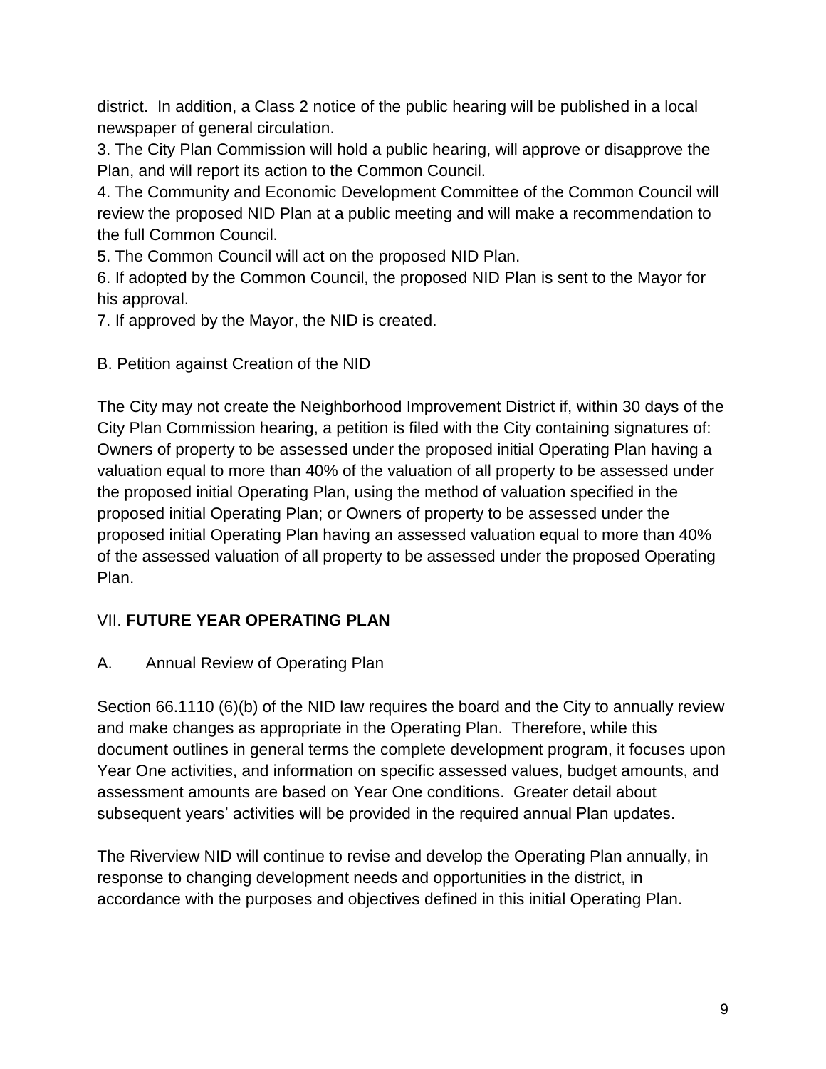district. In addition, a Class 2 notice of the public hearing will be published in a local newspaper of general circulation.

3. The City Plan Commission will hold a public hearing, will approve or disapprove the Plan, and will report its action to the Common Council.

4. The Community and Economic Development Committee of the Common Council will review the proposed NID Plan at a public meeting and will make a recommendation to the full Common Council.

5. The Common Council will act on the proposed NID Plan.

6. If adopted by the Common Council, the proposed NID Plan is sent to the Mayor for his approval.

7. If approved by the Mayor, the NID is created.

B. Petition against Creation of the NID

The City may not create the Neighborhood Improvement District if, within 30 days of the City Plan Commission hearing, a petition is filed with the City containing signatures of: Owners of property to be assessed under the proposed initial Operating Plan having a valuation equal to more than 40% of the valuation of all property to be assessed under the proposed initial Operating Plan, using the method of valuation specified in the proposed initial Operating Plan; or Owners of property to be assessed under the proposed initial Operating Plan having an assessed valuation equal to more than 40% of the assessed valuation of all property to be assessed under the proposed Operating Plan.

## VII. **FUTURE YEAR OPERATING PLAN**

A. Annual Review of Operating Plan

Section 66.1110 (6)(b) of the NID law requires the board and the City to annually review and make changes as appropriate in the Operating Plan. Therefore, while this document outlines in general terms the complete development program, it focuses upon Year One activities, and information on specific assessed values, budget amounts, and assessment amounts are based on Year One conditions. Greater detail about subsequent years' activities will be provided in the required annual Plan updates.

The Riverview NID will continue to revise and develop the Operating Plan annually, in response to changing development needs and opportunities in the district, in accordance with the purposes and objectives defined in this initial Operating Plan.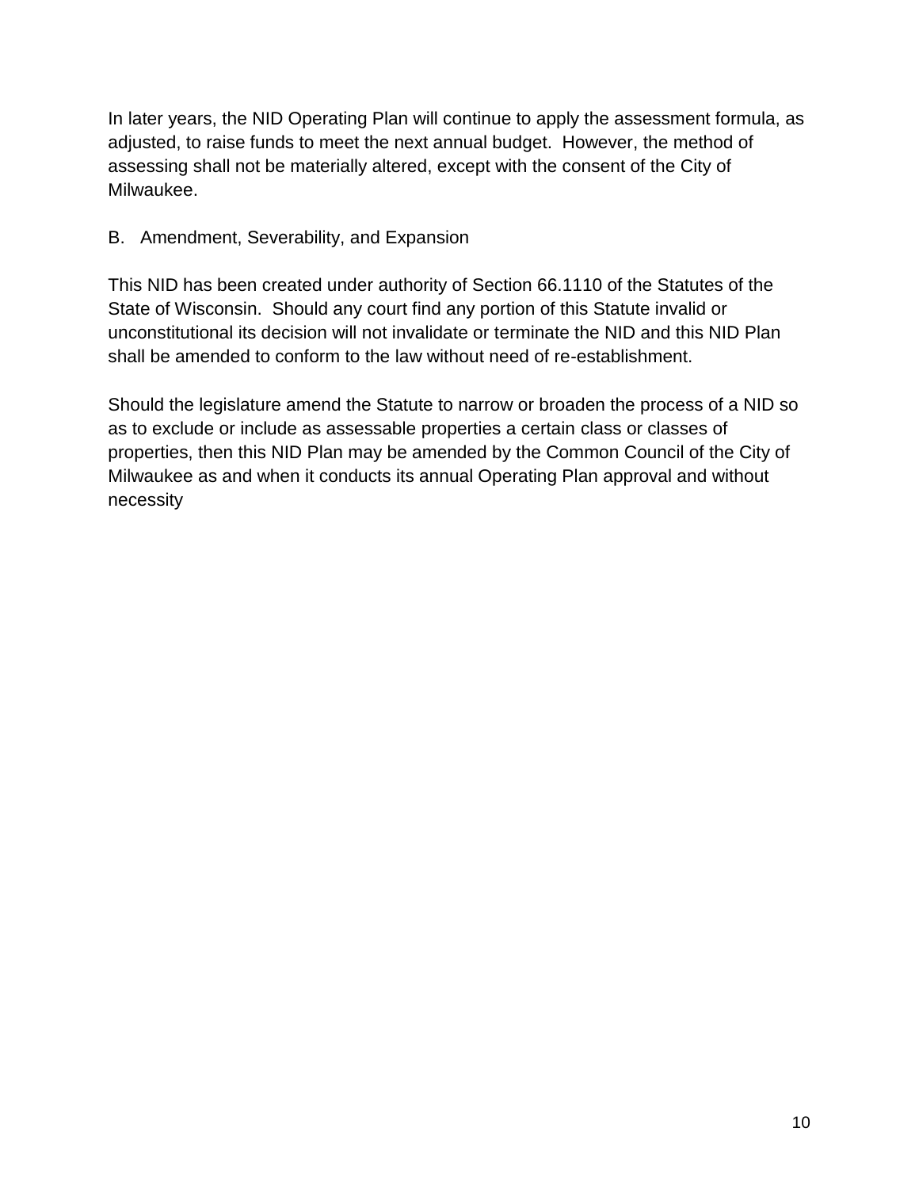In later years, the NID Operating Plan will continue to apply the assessment formula, as adjusted, to raise funds to meet the next annual budget. However, the method of assessing shall not be materially altered, except with the consent of the City of Milwaukee.

## B. Amendment, Severability, and Expansion

This NID has been created under authority of Section 66.1110 of the Statutes of the State of Wisconsin. Should any court find any portion of this Statute invalid or unconstitutional its decision will not invalidate or terminate the NID and this NID Plan shall be amended to conform to the law without need of re-establishment.

Should the legislature amend the Statute to narrow or broaden the process of a NID so as to exclude or include as assessable properties a certain class or classes of properties, then this NID Plan may be amended by the Common Council of the City of Milwaukee as and when it conducts its annual Operating Plan approval and without necessity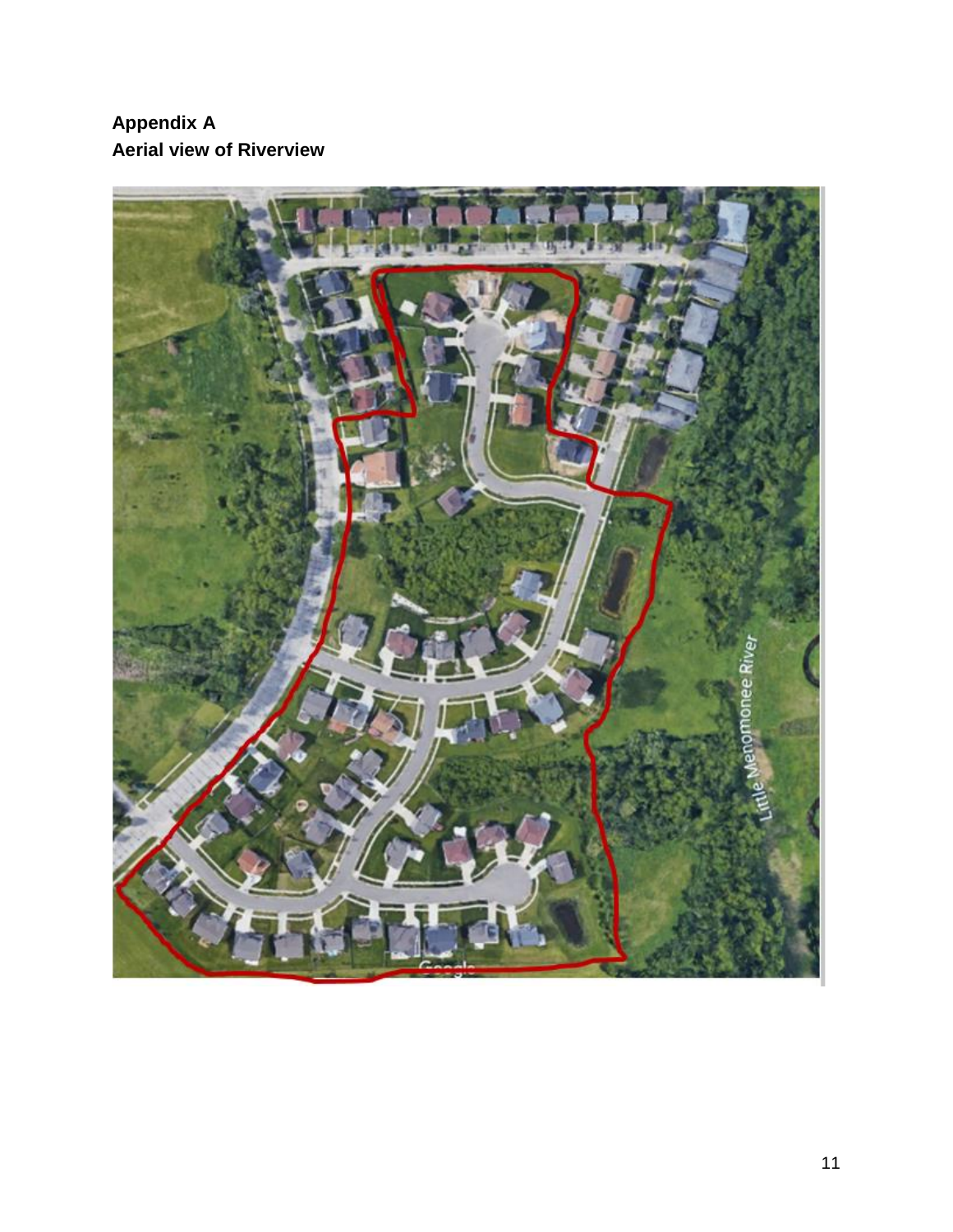**Appendix A**
**Aerial view of Riverview**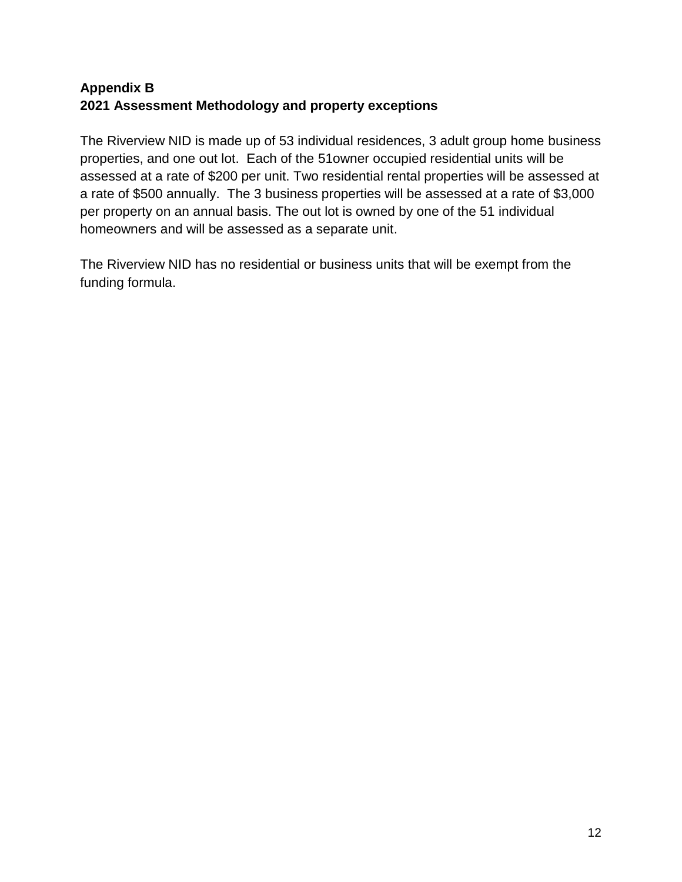**Appendix B**
**2021 Assessment Methodology and property exceptions**

The Riverview NID is made up of 53 individual residences, 3 adult group home business properties, and one out lot. Each of the 51owner occupied residential units will be assessed at a rate of $200 per unit. Two residential rental properties will be assessed at a rate of $500 annually. The 3 business properties will be assessed at a rate of $3,000 per property on an annual basis. The out lot is owned by one of the 51 individual homeowners and will be assessed as a separate unit.

The Riverview NID has no residential or business units that will be exempt from the funding formula.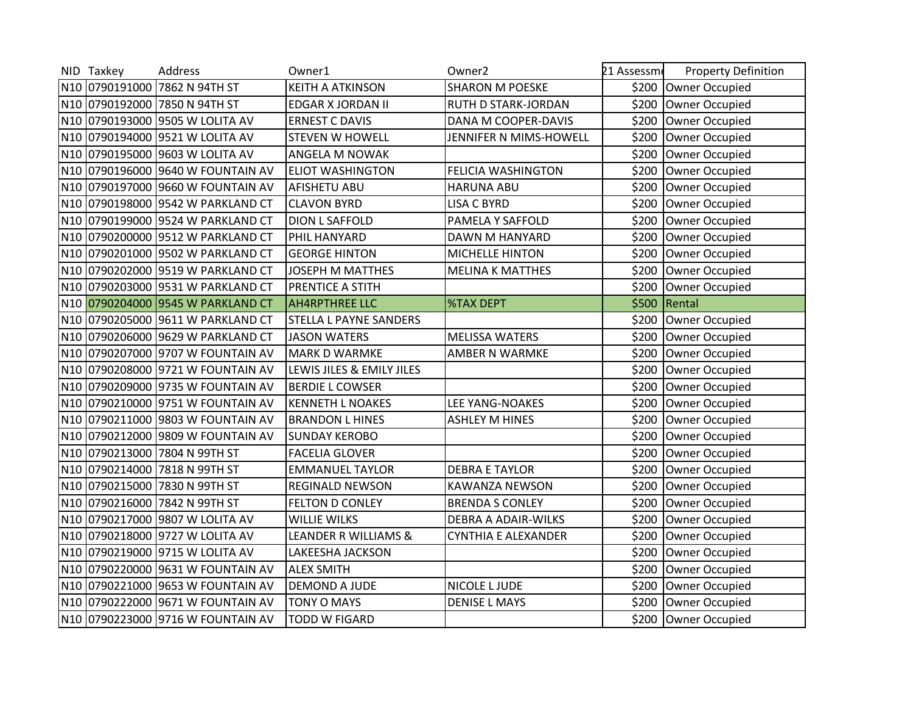| NID | Taxkey | Address | Owner1 | Owner2 | 21 Assessme | Property Definition |
|---|---|---|---|---|---|---|
| N10 | 0790191000 | 7862 N 94TH ST | KEITH A ATKINSON | SHARON M POESKE | $200 | Owner Occupied |
| N10 | 0790192000 | 7850 N 94TH ST | EDGAR X JORDAN II | RUTH D STARK-JORDAN | $200 | Owner Occupied |
| N10 | 0790193000 | 9505 W LOLITA AV | ERNEST C DAVIS | DANA M COOPER-DAVIS | $200 | Owner Occupied |
| N10 | 0790194000 | 9521 W LOLITA AV | STEVEN W HOWELL | JENNIFER N MIMS-HOWELL | $200 | Owner Occupied |
| N10 | 0790195000 | 9603 W LOLITA AV | ANGELA M NOWAK | | $200 | Owner Occupied |
| N10 | 0790196000 | 9640 W FOUNTAIN AV | ELIOT WASHINGTON | FELICIA WASHINGTON | $200 | Owner Occupied |
| N10 | 0790197000 | 9660 W FOUNTAIN AV | AFISHETU ABU | HARUNA ABU | $200 | Owner Occupied |
| N10 | 0790198000 | 9542 W PARKLAND CT | CLAVON BYRD | LISA C BYRD | $200 | Owner Occupied |
| N10 | 0790199000 | 9524 W PARKLAND CT | DION L SAFFOLD | PAMELA Y SAFFOLD | $200 | Owner Occupied |
| N10 | 0790200000 | 9512 W PARKLAND CT | PHIL HANYARD | DAWN M HANYARD | $200 | Owner Occupied |
| N10 | 0790201000 | 9502 W PARKLAND CT | GEORGE HINTON | MICHELLE HINTON | $200 | Owner Occupied |
| N10 | 0790202000 | 9519 W PARKLAND CT | JOSEPH M MATTHES | MELINA K MATTHES | $200 | Owner Occupied |
| N10 | 0790203000 | 9531 W PARKLAND CT | PRENTICE A STITH | | $200 | Owner Occupied |
| N10 | 0790204000 | 9545 W PARKLAND CT | AH4RPTHREE LLC | %TAX DEPT | $500 | Rental |
| N10 | 0790205000 | 9611 W PARKLAND CT | STELLA L PAYNE SANDERS | | $200 | Owner Occupied |
| N10 | 0790206000 | 9629 W PARKLAND CT | JASON WATERS | MELISSA WATERS | $200 | Owner Occupied |
| N10 | 0790207000 | 9707 W FOUNTAIN AV | MARK D WARMKE | AMBER N WARMKE | $200 | Owner Occupied |
| N10 | 0790208000 | 9721 W FOUNTAIN AV | LEWIS JILES & EMILY JILES | | $200 | Owner Occupied |
| N10 | 0790209000 | 9735 W FOUNTAIN AV | BERDIE L COWSER | | $200 | Owner Occupied |
| N10 | 0790210000 | 9751 W FOUNTAIN AV | KENNETH L NOAKES | LEE YANG-NOAKES | $200 | Owner Occupied |
| N10 | 0790211000 | 9803 W FOUNTAIN AV | BRANDON L HINES | ASHLEY M HINES | $200 | Owner Occupied |
| N10 | 0790212000 | 9809 W FOUNTAIN AV | SUNDAY KEROBO | | $200 | Owner Occupied |
| N10 | 0790213000 | 7804 N 99TH ST | FACELIA GLOVER | | $200 | Owner Occupied |
| N10 | 0790214000 | 7818 N 99TH ST | EMMANUEL TAYLOR | DEBRA E TAYLOR | $200 | Owner Occupied |
| N10 | 0790215000 | 7830 N 99TH ST | REGINALD NEWSON | KAWANZA NEWSON | $200 | Owner Occupied |
| N10 | 0790216000 | 7842 N 99TH ST | FELTON D CONLEY | BRENDA S CONLEY | $200 | Owner Occupied |
| N10 | 0790217000 | 9807 W LOLITA AV | WILLIE WILKS | DEBRA A ADAIR-WILKS | $200 | Owner Occupied |
| N10 | 0790218000 | 9727 W LOLITA AV | LEANDER R WILLIAMS & | CYNTHIA E ALEXANDER | $200 | Owner Occupied |
| N10 | 0790219000 | 9715 W LOLITA AV | LAKEESHA JACKSON | | $200 | Owner Occupied |
| N10 | 0790220000 | 9631 W FOUNTAIN AV | ALEX SMITH | | $200 | Owner Occupied |
| N10 | 0790221000 | 9653 W FOUNTAIN AV | DEMOND A JUDE | NICOLE L JUDE | $200 | Owner Occupied |
| N10 | 0790222000 | 9671 W FOUNTAIN AV | TONY O MAYS | DENISE L MAYS | $200 | Owner Occupied |
| N10 | 0790223000 | 9716 W FOUNTAIN AV | TODD W FIGARD | | $200 | Owner Occupied |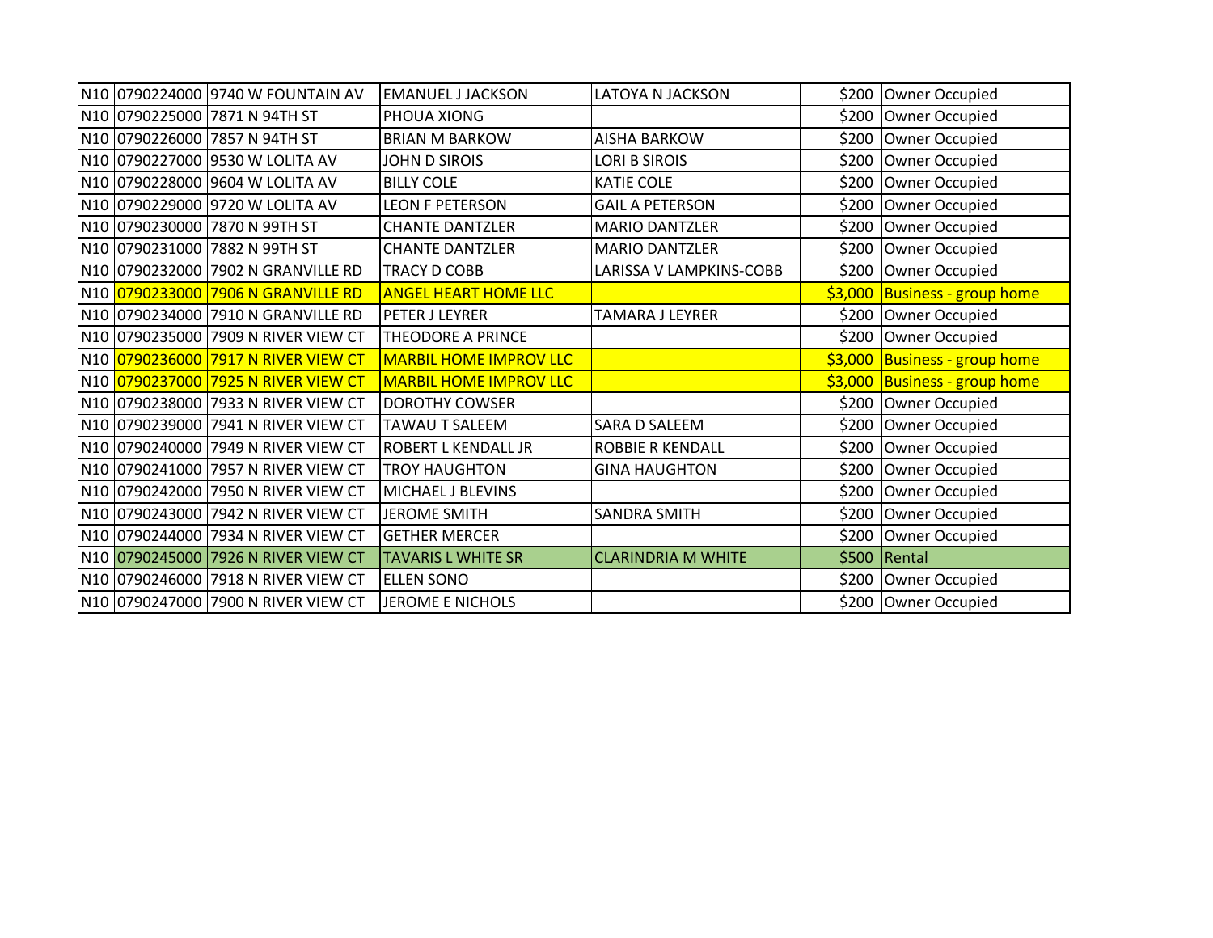| | | | | | | |
|---|---|---|---|---|---|---|
| N10 | 0790224000 | 9740 W FOUNTAIN AV | EMANUEL J JACKSON | LATOYA N JACKSON | $200 | Owner Occupied |
| N10 | 0790225000 | 7871 N 94TH ST | PHOUA XIONG | | $200 | Owner Occupied |
| N10 | 0790226000 | 7857 N 94TH ST | BRIAN M BARKOW | AISHA BARKOW | $200 | Owner Occupied |
| N10 | 0790227000 | 9530 W LOLITA AV | JOHN D SIROIS | LORI B SIROIS | $200 | Owner Occupied |
| N10 | 0790228000 | 9604 W LOLITA AV | BILLY COLE | KATIE COLE | $200 | Owner Occupied |
| N10 | 0790229000 | 9720 W LOLITA AV | LEON F PETERSON | GAIL A PETERSON | $200 | Owner Occupied |
| N10 | 0790230000 | 7870 N 99TH ST | CHANTE DANTZLER | MARIO DANTZLER | $200 | Owner Occupied |
| N10 | 0790231000 | 7882 N 99TH ST | CHANTE DANTZLER | MARIO DANTZLER | $200 | Owner Occupied |
| N10 | 0790232000 | 7902 N GRANVILLE RD | TRACY D COBB | LARISSA V LAMPKINS-COBB | $200 | Owner Occupied |
| N10 | 0790233000 | 7906 N GRANVILLE RD | ANGEL HEART HOME LLC | | $3,000 | Business - group home |
| N10 | 0790234000 | 7910 N GRANVILLE RD | PETER J LEYRER | TAMARA J LEYRER | $200 | Owner Occupied |
| N10 | 0790235000 | 7909 N RIVER VIEW CT | THEODORE A PRINCE | | $200 | Owner Occupied |
| N10 | 0790236000 | 7917 N RIVER VIEW CT | MARBIL HOME IMPROV LLC | | $3,000 | Business - group home |
| N10 | 0790237000 | 7925 N RIVER VIEW CT | MARBIL HOME IMPROV LLC | | $3,000 | Business - group home |
| N10 | 0790238000 | 7933 N RIVER VIEW CT | DOROTHY COWSER | | $200 | Owner Occupied |
| N10 | 0790239000 | 7941 N RIVER VIEW CT | TAWAU T SALEEM | SARA D SALEEM | $200 | Owner Occupied |
| N10 | 0790240000 | 7949 N RIVER VIEW CT | ROBERT L KENDALL JR | ROBBIE R KENDALL | $200 | Owner Occupied |
| N10 | 0790241000 | 7957 N RIVER VIEW CT | TROY HAUGHTON | GINA HAUGHTON | $200 | Owner Occupied |
| N10 | 0790242000 | 7950 N RIVER VIEW CT | MICHAEL J BLEVINS | | $200 | Owner Occupied |
| N10 | 0790243000 | 7942 N RIVER VIEW CT | JEROME SMITH | SANDRA SMITH | $200 | Owner Occupied |
| N10 | 0790244000 | 7934 N RIVER VIEW CT | GETHER MERCER | | $200 | Owner Occupied |
| N10 | 0790245000 | 7926 N RIVER VIEW CT | TAVARIS L WHITE SR | CLARINDRIA M WHITE | $500 | Rental |
| N10 | 0790246000 | 7918 N RIVER VIEW CT | ELLEN SONO | | $200 | Owner Occupied |
| N10 | 0790247000 | 7900 N RIVER VIEW CT | JEROME E NICHOLS | | $200 | Owner Occupied |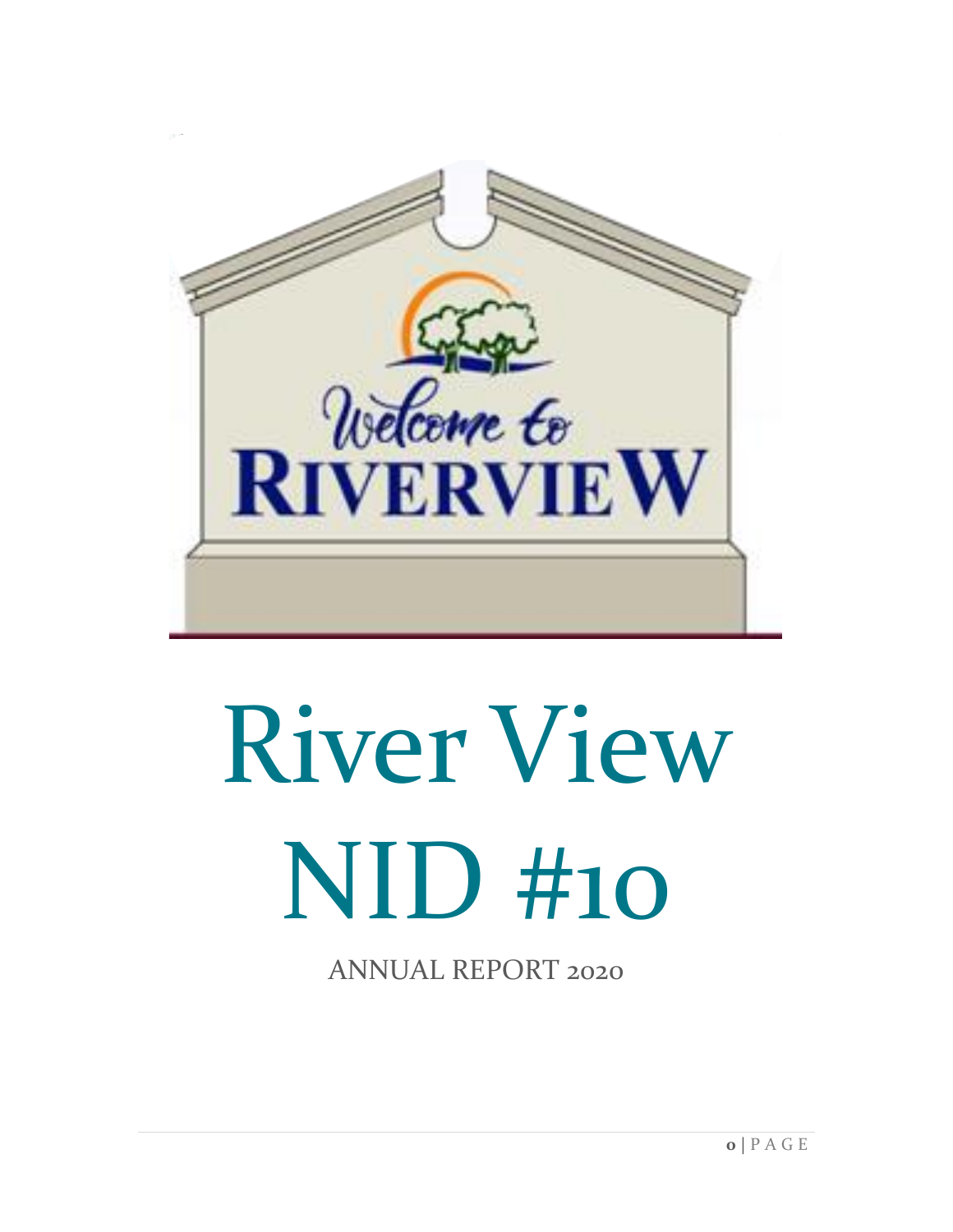# River View NID #10

ANNUAL REPORT 2020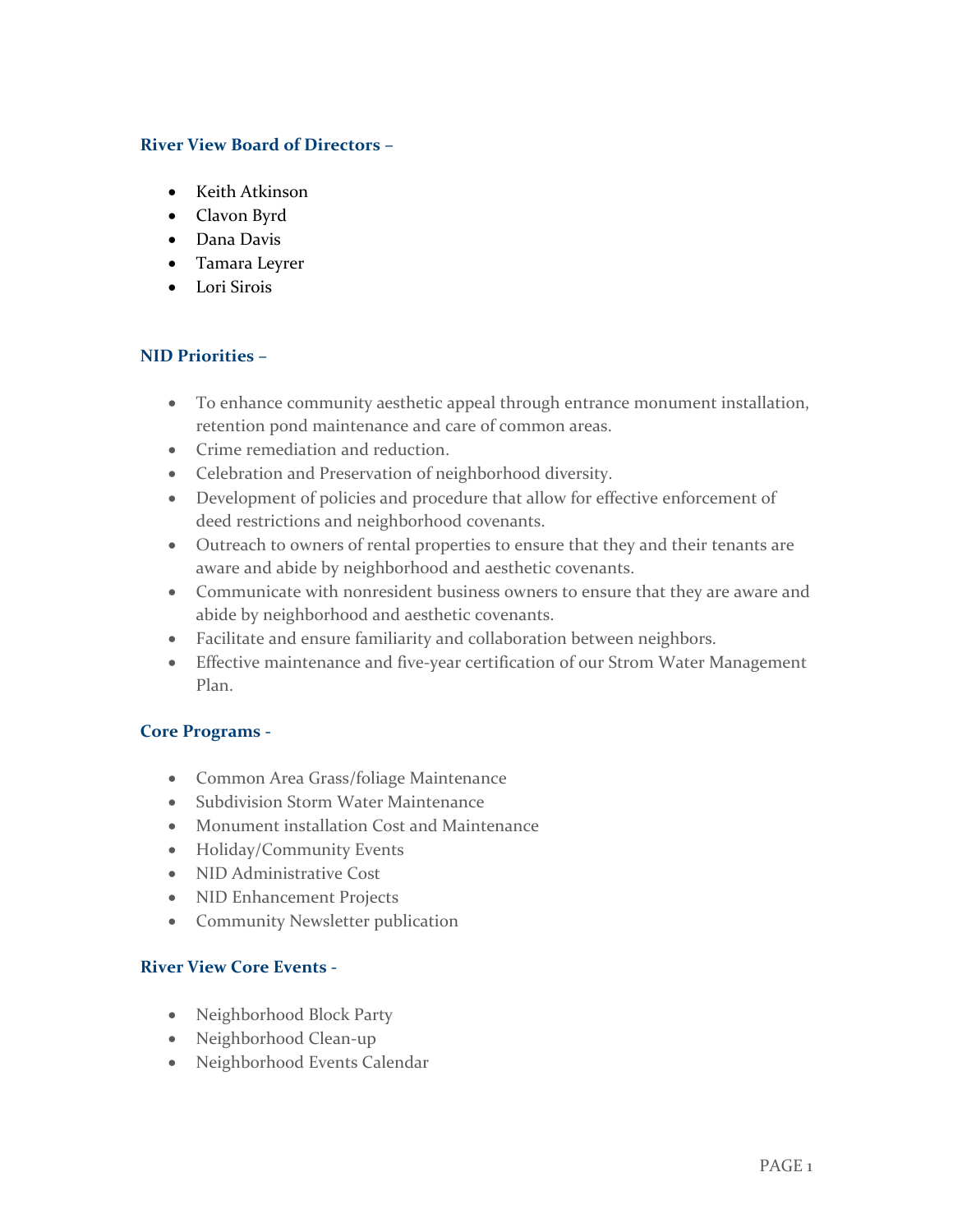**River View Board of Directors –**

- Keith Atkinson
- Clavon Byrd
- Dana Davis
- Tamara Leyrer
- Lori Sirois

**NID Priorities –**

- To enhance community aesthetic appeal through entrance monument installation, retention pond maintenance and care of common areas.
- Crime remediation and reduction.
- Celebration and Preservation of neighborhood diversity.
- Development of policies and procedure that allow for effective enforcement of deed restrictions and neighborhood covenants.
- Outreach to owners of rental properties to ensure that they and their tenants are aware and abide by neighborhood and aesthetic covenants.
- Communicate with nonresident business owners to ensure that they are aware and abide by neighborhood and aesthetic covenants.
- Facilitate and ensure familiarity and collaboration between neighbors.
- Effective maintenance and five-year certification of our Strom Water Management Plan.

**Core Programs -**

- Common Area Grass/foliage Maintenance
- Subdivision Storm Water Maintenance
- Monument installation Cost and Maintenance
- Holiday/Community Events
- NID Administrative Cost
- NID Enhancement Projects
- Community Newsletter publication

**River View Core Events -**

- Neighborhood Block Party
- Neighborhood Clean-up
- Neighborhood Events Calendar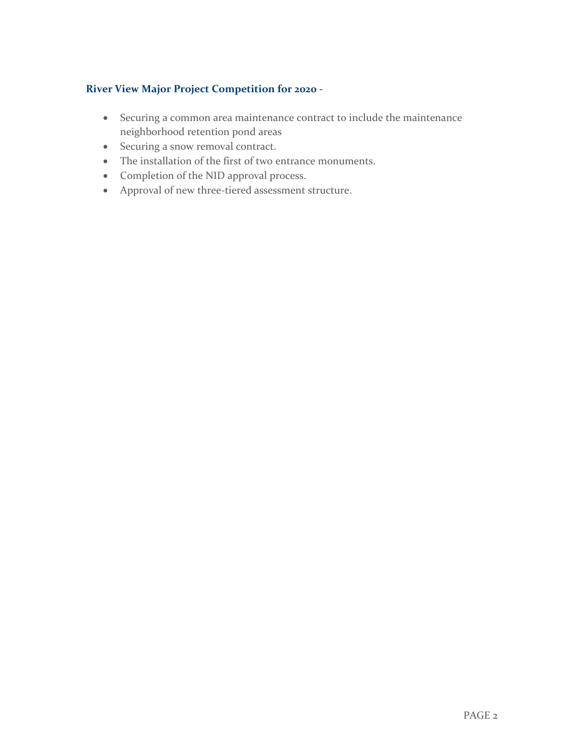### River View Major Project Competition for 2020 -

- Securing a common area maintenance contract to include the maintenance neighborhood retention pond areas
- Securing a snow removal contract.
- The installation of the first of two entrance monuments.
- Completion of the NID approval process.
- Approval of new three-tiered assessment structure.